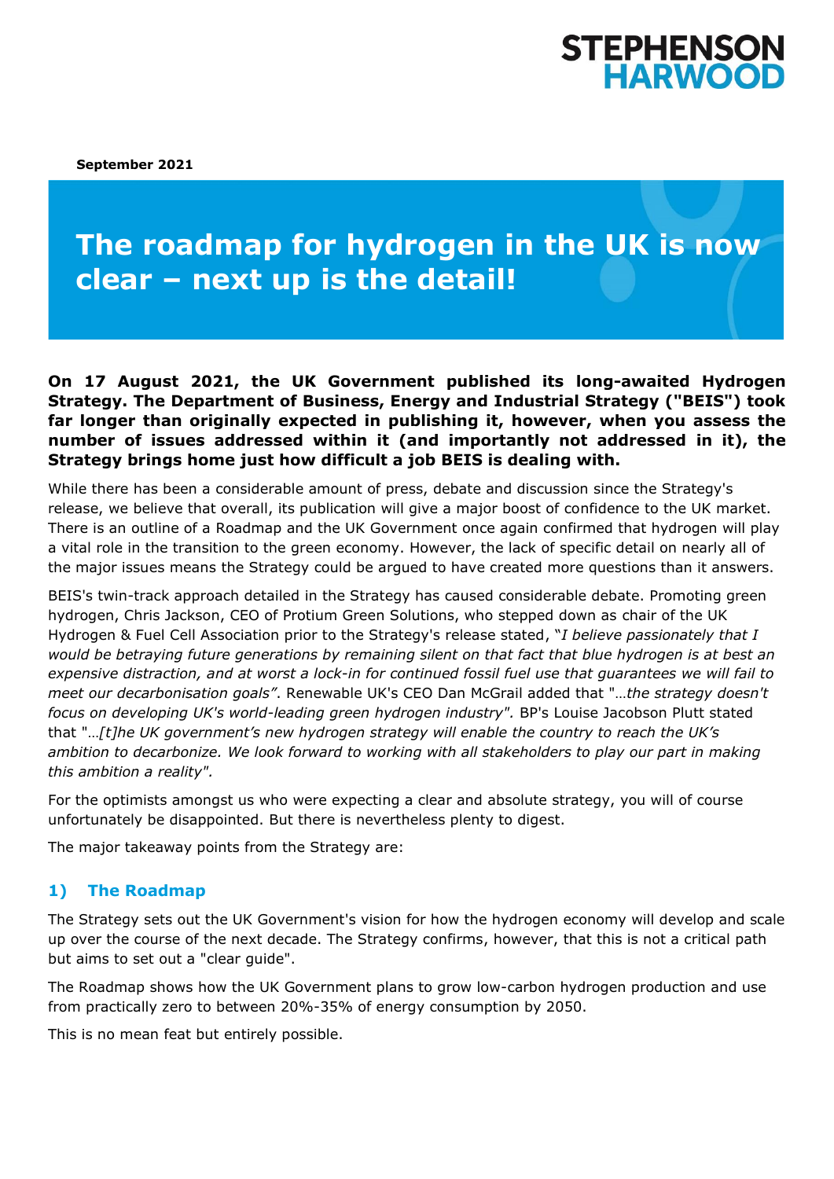STEPHENSON HARWOOD

**September 2021**

# The roadmap for hydrogen in the UK is now clear – next up is the detail!

**On 17 August 2021, the UK Government published its long-awaited Hydrogen Strategy. The Department of Business, Energy and Industrial Strategy ("BEIS") took far longer than originally expected in publishing it, however, when you assess the number of issues addressed within it (and importantly not addressed in it), the Strategy brings home just how difficult a job BEIS is dealing with.**

While there has been a considerable amount of press, debate and discussion since the Strategy's release, we believe that overall, its publication will give a major boost of confidence to the UK market. There is an outline of a Roadmap and the UK Government once again confirmed that hydrogen will play a vital role in the transition to the green economy. However, the lack of specific detail on nearly all of the major issues means the Strategy could be argued to have created more questions than it answers.

BEIS's twin-track approach detailed in the Strategy has caused considerable debate. Promoting green hydrogen, Chris Jackson, CEO of Protium Green Solutions, who stepped down as chair of the UK Hydrogen & Fuel Cell Association prior to the Strategy's release stated, "*I believe passionately that I would be betraying future generations by remaining silent on that fact that blue hydrogen is at best an expensive distraction, and at worst a lock-in for continued fossil fuel use that guarantees we will fail to meet our decarbonisation goals*". Renewable UK's CEO Dan McGrail added that "*…the strategy doesn't focus on developing UK's world-leading green hydrogen industry".* BP's Louise Jacobson Plutt stated that "*…[t]he UK government's new hydrogen strategy will enable the country to reach the UK's ambition to decarbonize. We look forward to working with all stakeholders to play our part in making this ambition a reality".*

For the optimists amongst us who were expecting a clear and absolute strategy, you will of course unfortunately be disappointed. But there is nevertheless plenty to digest.

The major takeaway points from the Strategy are:

## 1) The Roadmap

The Strategy sets out the UK Government's vision for how the hydrogen economy will develop and scale up over the course of the next decade. The Strategy confirms, however, that this is not a critical path but aims to set out a "clear guide".

The Roadmap shows how the UK Government plans to grow low-carbon hydrogen production and use from practically zero to between 20%-35% of energy consumption by 2050.

This is no mean feat but entirely possible.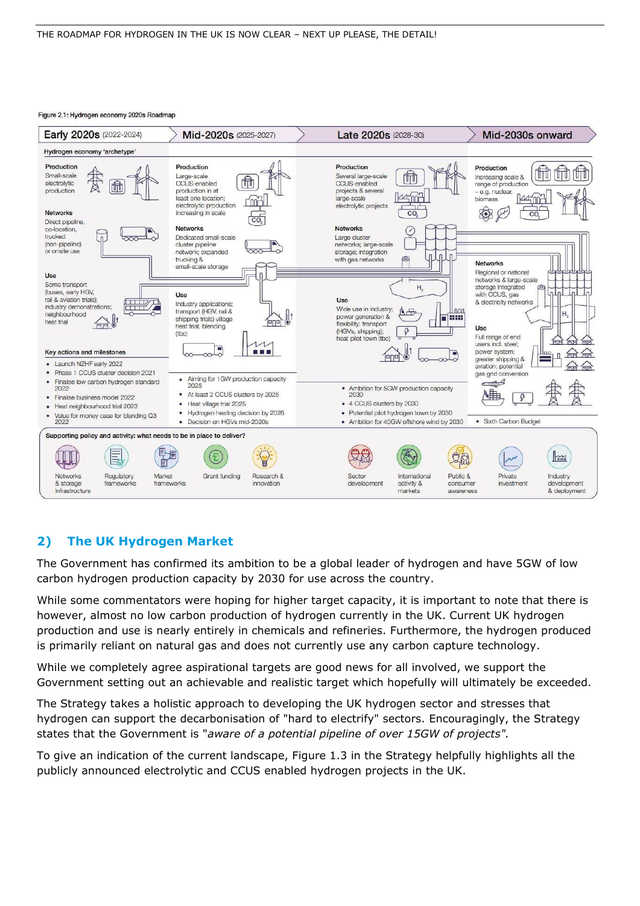Figure 2.1: Hydrogen economy 2020s Roadmap

| | Early 2020s (2022-2024) | Mid-2020s (2025-2027) | Late 2020s (2028-30) | Mid-2030s onward |
|---|---|---|---|---|
| **Production** | Small-scale electrolytic production | Large-scale CCUS-enabled production in at least one location; electrolytic production increasing in scale | Several large-scale CCUS-enabled projects & several large-scale electrolytic projects | Increasing scale & range of production – e.g. nuclear, biomass |
| **Networks** | Direct pipeline, co-location, trucked (non-pipeline) or onsite use | Dedicated small-scale cluster pipeline network; expanded trucking & small-scale storage | Large cluster networks; large-scale storage; integration with gas networks | Regional or national networks & large-scale storage integrated with CCUS, gas & electricity networks |
| **Use** | Some transport (buses, early HGV, rail & aviation trials); industry demonstrations; neighbourhood heat trial | Industry applications; transport (HGV, rail & shipping trials) village heat trial; blending (tbc) | Wide use in industry; power generation & flexibility; transport (HGVs, shipping); heat pilot town (tbc) | Full range of end users incl. steel; power system; greater shipping & aviation; potential gas grid conversion |
| **Key actions and milestones** | Launch NZHF early 2022; Phase 1 CCUS cluster decision 2021; Finalise low carbon hydrogen standard 2022; Finalise business model 2022; Heat neighbourhood trial 2023; Value for money case for blending Q3 2022 | Aiming for 1GW production capacity 2025; At least 2 CCUS clusters by 2025; Heat village trial 2025; Hydrogen heating decision by 2026; Decision on HGVs mid-2020s | Ambition for 5GW production capacity 2030; 4 CCUS clusters by 2030; Potential pilot hydrogen town by 2030; Ambition for 40GW offshore wind by 2030 | Sixth Carbon Budget |

Hydrogen economy 'archetype'

**Supporting policy and activity: what needs to be in place to deliver?**

Networks & storage infrastructure; Regulatory frameworks; Market frameworks; Grant funding; Research & innovation; Sector development; International activity & markets; Public & consumer awareness; Private investment; Industry development & deployment

## 2) The UK Hydrogen Market

The Government has confirmed its ambition to be a global leader of hydrogen and have 5GW of low carbon hydrogen production capacity by 2030 for use across the country.

While some commentators were hoping for higher target capacity, it is important to note that there is however, almost no low carbon production of hydrogen currently in the UK. Current UK hydrogen production and use is nearly entirely in chemicals and refineries. Furthermore, the hydrogen produced is primarily reliant on natural gas and does not currently use any carbon capture technology.

While we completely agree aspirational targets are good news for all involved, we support the Government setting out an achievable and realistic target which hopefully will ultimately be exceeded.

The Strategy takes a holistic approach to developing the UK hydrogen sector and stresses that hydrogen can support the decarbonisation of "hard to electrify" sectors. Encouragingly, the Strategy states that the Government is "*aware of a potential pipeline of over 15GW of projects*".

To give an indication of the current landscape, Figure 1.3 in the Strategy helpfully highlights all the publicly announced electrolytic and CCUS enabled hydrogen projects in the UK.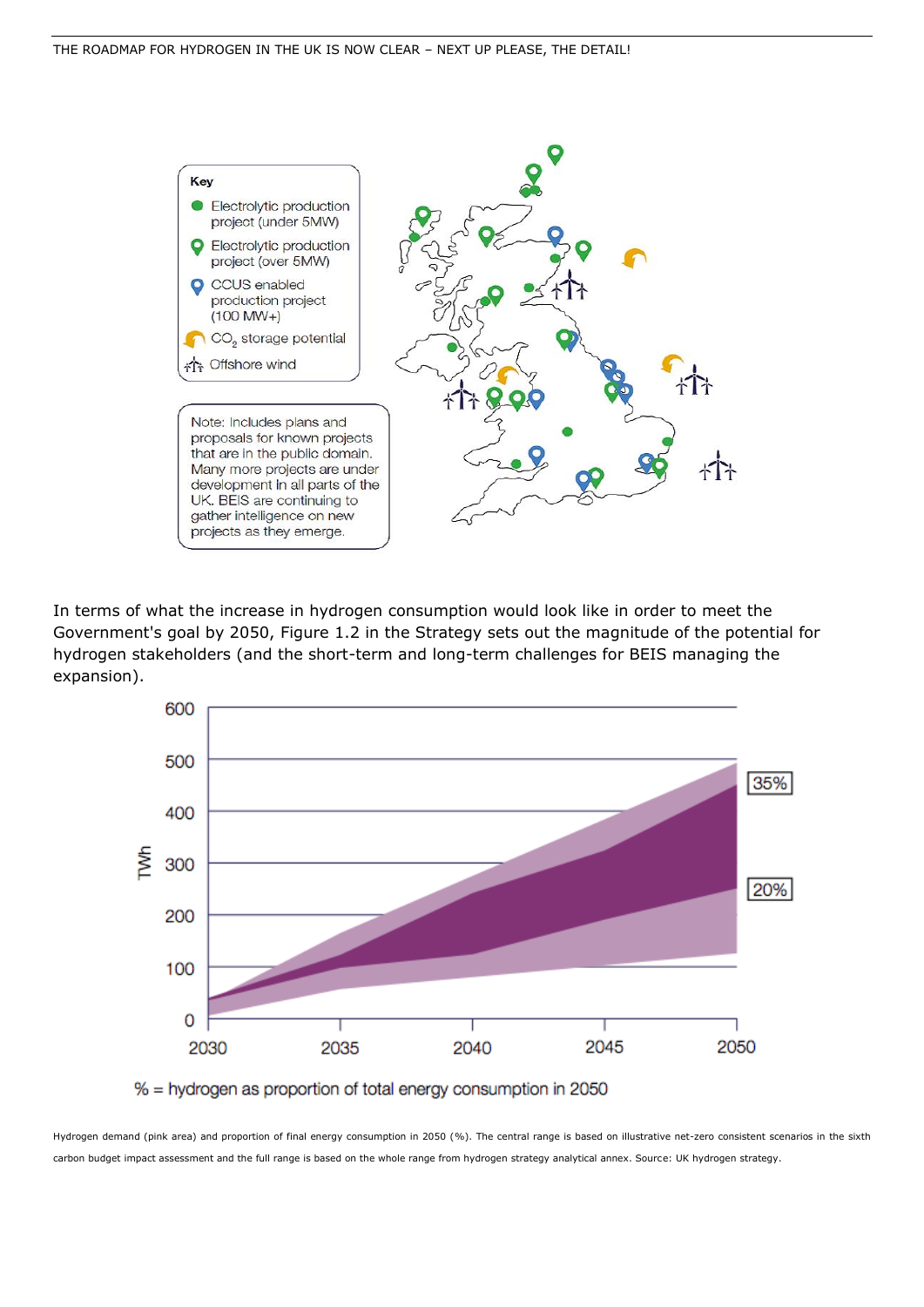Key

- Electrolytic production project (under 5MW)
- Electrolytic production project (over 5MW)
- CCUS enabled production project (100 MW+)
- $CO_2$ storage potential
- Offshore wind

Note: Includes plans and proposals for known projects that are in the public domain. Many more projects are under development in all parts of the UK. BEIS are continuing to gather intelligence on new projects as they emerge.

In terms of what the increase in hydrogen consumption would look like in order to meet the Government's goal by 2050, Figure 1.2 in the Strategy sets out the magnitude of the potential for hydrogen stakeholders (and the short-term and long-term challenges for BEIS managing the expansion).

% = hydrogen as proportion of total energy consumption in 2050

Hydrogen demand (pink area) and proportion of final energy consumption in 2050 (%). The central range is based on illustrative net-zero consistent scenarios in the sixth carbon budget impact assessment and the full range is based on the whole range from hydrogen strategy analytical annex. Source: UK hydrogen strategy.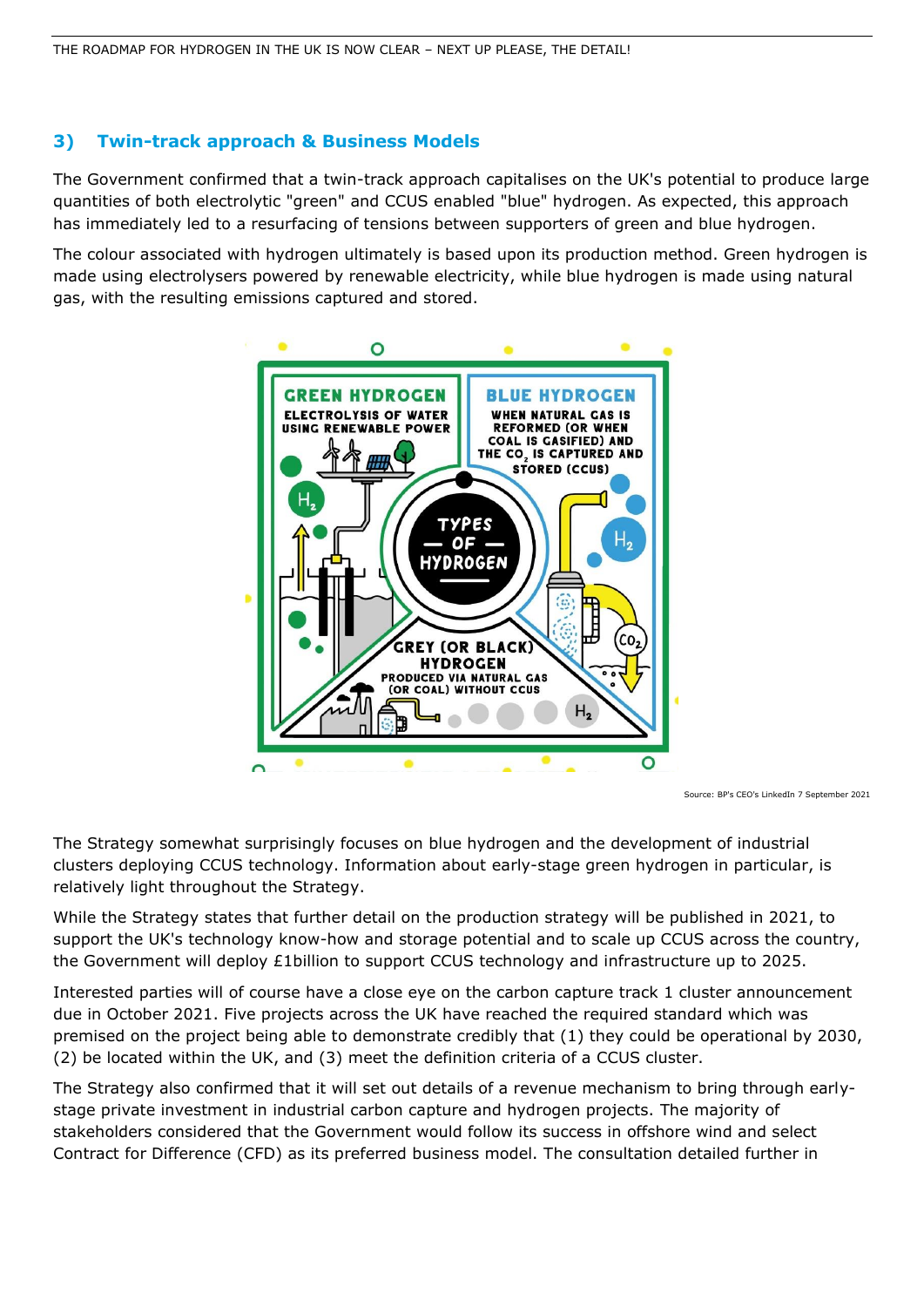## 3) Twin-track approach & Business Models

The Government confirmed that a twin-track approach capitalises on the UK's potential to produce large quantities of both electrolytic "green" and CCUS enabled "blue" hydrogen. As expected, this approach has immediately led to a resurfacing of tensions between supporters of green and blue hydrogen.

The colour associated with hydrogen ultimately is based upon its production method. Green hydrogen is made using electrolysers powered by renewable electricity, while blue hydrogen is made using natural gas, with the resulting emissions captured and stored.

Source: BP's CEO's LinkedIn 7 September 2021

The Strategy somewhat surprisingly focuses on blue hydrogen and the development of industrial clusters deploying CCUS technology. Information about early-stage green hydrogen in particular, is relatively light throughout the Strategy.

While the Strategy states that further detail on the production strategy will be published in 2021, to support the UK's technology know-how and storage potential and to scale up CCUS across the country, the Government will deploy £1billion to support CCUS technology and infrastructure up to 2025.

Interested parties will of course have a close eye on the carbon capture track 1 cluster announcement due in October 2021. Five projects across the UK have reached the required standard which was premised on the project being able to demonstrate credibly that (1) they could be operational by 2030, (2) be located within the UK, and (3) meet the definition criteria of a CCUS cluster.

The Strategy also confirmed that it will set out details of a revenue mechanism to bring through early-stage private investment in industrial carbon capture and hydrogen projects. The majority of stakeholders considered that the Government would follow its success in offshore wind and select Contract for Difference (CFD) as its preferred business model. The consultation detailed further in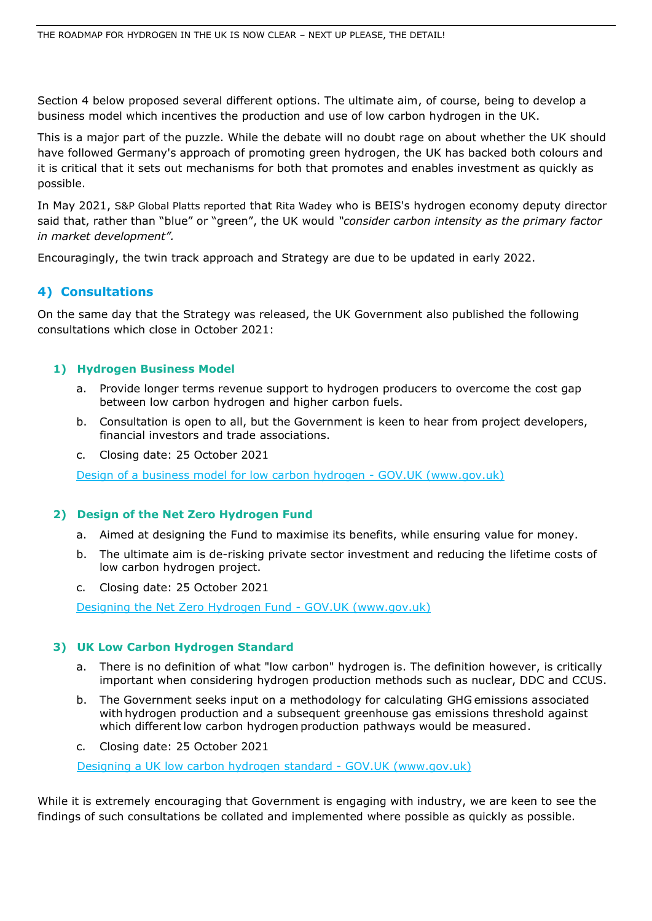Section 4 below proposed several different options. The ultimate aim, of course, being to develop a business model which incentives the production and use of low carbon hydrogen in the UK.

This is a major part of the puzzle. While the debate will no doubt rage on about whether the UK should have followed Germany's approach of promoting green hydrogen, the UK has backed both colours and it is critical that it sets out mechanisms for both that promotes and enables investment as quickly as possible.

In May 2021, S&P Global Platts reported that Rita Wadey who is BEIS's hydrogen economy deputy director said that, rather than "blue" or "green", the UK would *"consider carbon intensity as the primary factor in market development".*

Encouragingly, the twin track approach and Strategy are due to be updated in early 2022.

## 4) Consultations

On the same day that the Strategy was released, the UK Government also published the following consultations which close in October 2021:

### 1) Hydrogen Business Model

a. Provide longer terms revenue support to hydrogen producers to overcome the cost gap between low carbon hydrogen and higher carbon fuels.

b. Consultation is open to all, but the Government is keen to hear from project developers, financial investors and trade associations.

c. Closing date: 25 October 2021

Design of a business model for low carbon hydrogen - GOV.UK (www.gov.uk)

### 2) Design of the Net Zero Hydrogen Fund

a. Aimed at designing the Fund to maximise its benefits, while ensuring value for money.

b. The ultimate aim is de-risking private sector investment and reducing the lifetime costs of low carbon hydrogen project.

c. Closing date: 25 October 2021

Designing the Net Zero Hydrogen Fund - GOV.UK (www.gov.uk)

### 3) UK Low Carbon Hydrogen Standard

a. There is no definition of what "low carbon" hydrogen is. The definition however, is critically important when considering hydrogen production methods such as nuclear, DDC and CCUS.

b. The Government seeks input on a methodology for calculating GHG emissions associated with hydrogen production and a subsequent greenhouse gas emissions threshold against which different low carbon hydrogen production pathways would be measured.

c. Closing date: 25 October 2021

Designing a UK low carbon hydrogen standard - GOV.UK (www.gov.uk)

While it is extremely encouraging that Government is engaging with industry, we are keen to see the findings of such consultations be collated and implemented where possible as quickly as possible.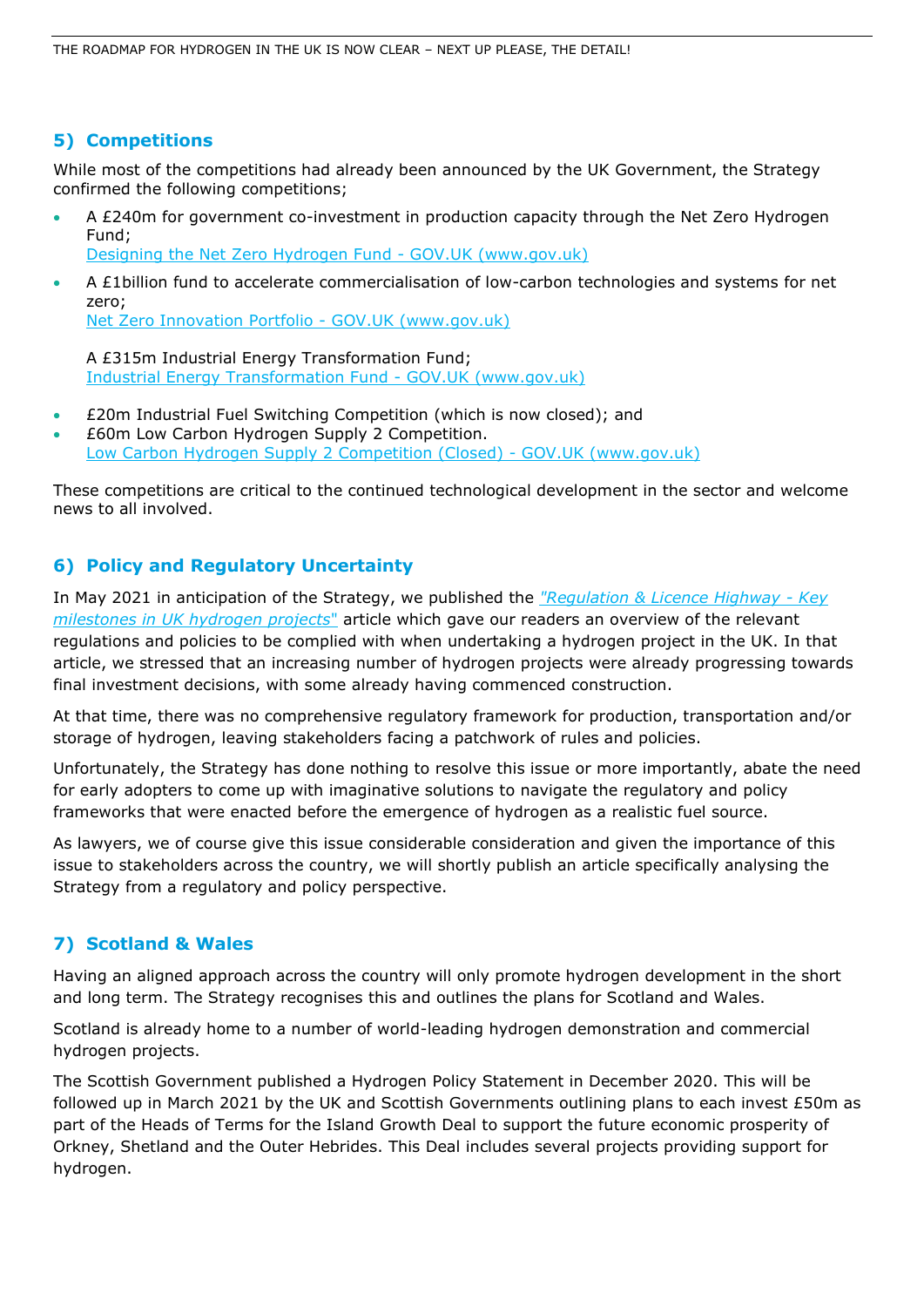## 5) Competitions

While most of the competitions had already been announced by the UK Government, the Strategy confirmed the following competitions;

- A £240m for government co-investment in production capacity through the Net Zero Hydrogen Fund;
  [Designing the Net Zero Hydrogen Fund - GOV.UK (www.gov.uk)]
- A £1billion fund to accelerate commercialisation of low-carbon technologies and systems for net zero;
  [Net Zero Innovation Portfolio - GOV.UK (www.gov.uk)]

  A £315m Industrial Energy Transformation Fund;
  [Industrial Energy Transformation Fund - GOV.UK (www.gov.uk)]
- £20m Industrial Fuel Switching Competition (which is now closed); and
- £60m Low Carbon Hydrogen Supply 2 Competition.
  [Low Carbon Hydrogen Supply 2 Competition (Closed) - GOV.UK (www.gov.uk)]

These competitions are critical to the continued technological development in the sector and welcome news to all involved.

## 6) Policy and Regulatory Uncertainty

In May 2021 in anticipation of the Strategy, we published the *"Regulation & Licence Highway - Key milestones in UK hydrogen projects"* article which gave our readers an overview of the relevant regulations and policies to be complied with when undertaking a hydrogen project in the UK. In that article, we stressed that an increasing number of hydrogen projects were already progressing towards final investment decisions, with some already having commenced construction.

At that time, there was no comprehensive regulatory framework for production, transportation and/or storage of hydrogen, leaving stakeholders facing a patchwork of rules and policies.

Unfortunately, the Strategy has done nothing to resolve this issue or more importantly, abate the need for early adopters to come up with imaginative solutions to navigate the regulatory and policy frameworks that were enacted before the emergence of hydrogen as a realistic fuel source.

As lawyers, we of course give this issue considerable consideration and given the importance of this issue to stakeholders across the country, we will shortly publish an article specifically analysing the Strategy from a regulatory and policy perspective.

## 7) Scotland & Wales

Having an aligned approach across the country will only promote hydrogen development in the short and long term. The Strategy recognises this and outlines the plans for Scotland and Wales.

Scotland is already home to a number of world-leading hydrogen demonstration and commercial hydrogen projects.

The Scottish Government published a Hydrogen Policy Statement in December 2020. This will be followed up in March 2021 by the UK and Scottish Governments outlining plans to each invest £50m as part of the Heads of Terms for the Island Growth Deal to support the future economic prosperity of Orkney, Shetland and the Outer Hebrides. This Deal includes several projects providing support for hydrogen.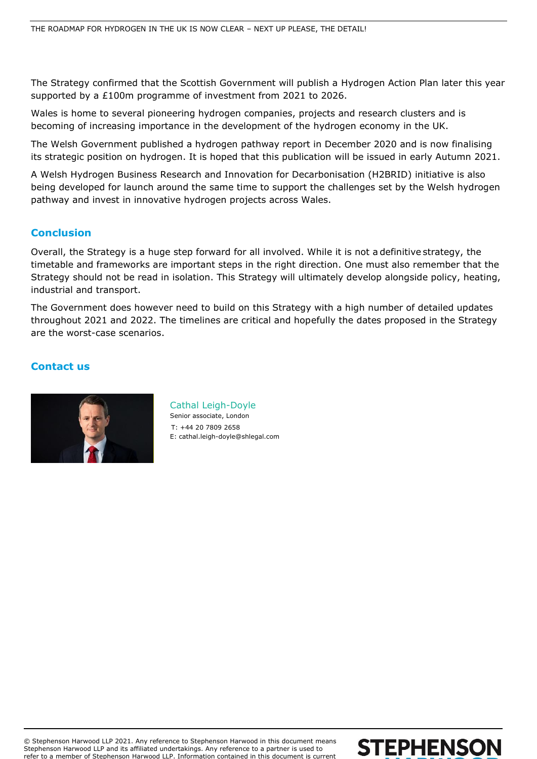The Strategy confirmed that the Scottish Government will publish a Hydrogen Action Plan later this year supported by a £100m programme of investment from 2021 to 2026.

Wales is home to several pioneering hydrogen companies, projects and research clusters and is becoming of increasing importance in the development of the hydrogen economy in the UK.

The Welsh Government published a hydrogen pathway report in December 2020 and is now finalising its strategic position on hydrogen. It is hoped that this publication will be issued in early Autumn 2021.

A Welsh Hydrogen Business Research and Innovation for Decarbonisation (H2BRID) initiative is also being developed for launch around the same time to support the challenges set by the Welsh hydrogen pathway and invest in innovative hydrogen projects across Wales.

## Conclusion

Overall, the Strategy is a huge step forward for all involved. While it is not a definitive strategy, the timetable and frameworks are important steps in the right direction. One must also remember that the Strategy should not be read in isolation. This Strategy will ultimately develop alongside policy, heating, industrial and transport.

The Government does however need to build on this Strategy with a high number of detailed updates throughout 2021 and 2022. The timelines are critical and hopefully the dates proposed in the Strategy are the worst-case scenarios.

## Contact us

Cathal Leigh-Doyle
Senior associate, London
T: +44 20 7809 2658
E: cathal.leigh-doyle@shlegal.com

© Stephenson Harwood LLP 2021. Any reference to Stephenson Harwood in this document means Stephenson Harwood LLP and its affiliated undertakings. Any reference to a partner is used to refer to a member of Stephenson Harwood LLP. Information contained in this document is current